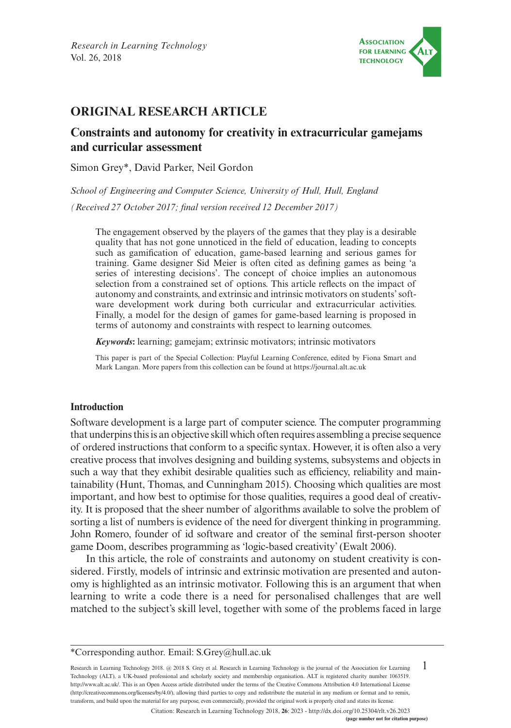## ORIGINAL RESEARCH ARTICLE

# Constraints and autonomy for creativity in extracurricular gamejams and curricular assessment

Simon Grey*, David Parker, Neil Gordon

*School of Engineering and Computer Science, University of Hull, Hull, England*

*(Received 27 October 2017; final version received 12 December 2017)*

> The engagement observed by the players of the games that they play is a desirable quality that has not gone unnoticed in the field of education, leading to concepts such as gamification of education, game-based learning and serious games for training. Game designer Sid Meier is often cited as defining games as being 'a series of interesting decisions'. The concept of choice implies an autonomous selection from a constrained set of options. This article reflects on the impact of autonomy and constraints, and extrinsic and intrinsic motivators on students' software development work during both curricular and extracurricular activities. Finally, a model for the design of games for game-based learning is proposed in terms of autonomy and constraints with respect to learning outcomes.
>
> ***Keywords*:** learning; gamejam; extrinsic motivators; intrinsic motivators
>
> This paper is part of the Special Collection: Playful Learning Conference, edited by Fiona Smart and Mark Langan. More papers from this collection can be found at https://journal.alt.ac.uk

## Introduction

Software development is a large part of computer science. The computer programming that underpins this is an objective skill which often requires assembling a precise sequence of ordered instructions that conform to a specific syntax. However, it is often also a very creative process that involves designing and building systems, subsystems and objects in such a way that they exhibit desirable qualities such as efficiency, reliability and maintainability (Hunt, Thomas, and Cunningham 2015). Choosing which qualities are most important, and how best to optimise for those qualities, requires a good deal of creativity. It is proposed that the sheer number of algorithms available to solve the problem of sorting a list of numbers is evidence of the need for divergent thinking in programming. John Romero, founder of id software and creator of the seminal first-person shooter game Doom, describes programming as 'logic-based creativity' (Ewalt 2006).

In this article, the role of constraints and autonomy on student creativity is considered. Firstly, models of intrinsic and extrinsic motivation are presented and autonomy is highlighted as an intrinsic motivator. Following this is an argument that when learning to write a code there is a need for personalised challenges that are well matched to the subject's skill level, together with some of the problems faced in large

*Corresponding author. Email: S.Grey@hull.ac.uk

Research in Learning Technology 2018. @ 2018 S. Grey et al. Research in Learning Technology is the journal of the Association for Learning Technology (ALT), a UK-based professional and scholarly society and membership organisation. ALT is registered charity number 1063519. http://www.alt.ac.uk/. This is an Open Access article distributed under the terms of the Creative Commons Attribution 4.0 International License (http://creativecommons.org/licenses/by/4.0/), allowing third parties to copy and redistribute the material in any medium or format and to remix, transform, and build upon the material for any purpose, even commercially, provided the original work is properly cited and states its license.

Citation: Research in Learning Technology 2018, **26**: 2023 - http://dx.doi.org/10.25304/rlt.v26.2023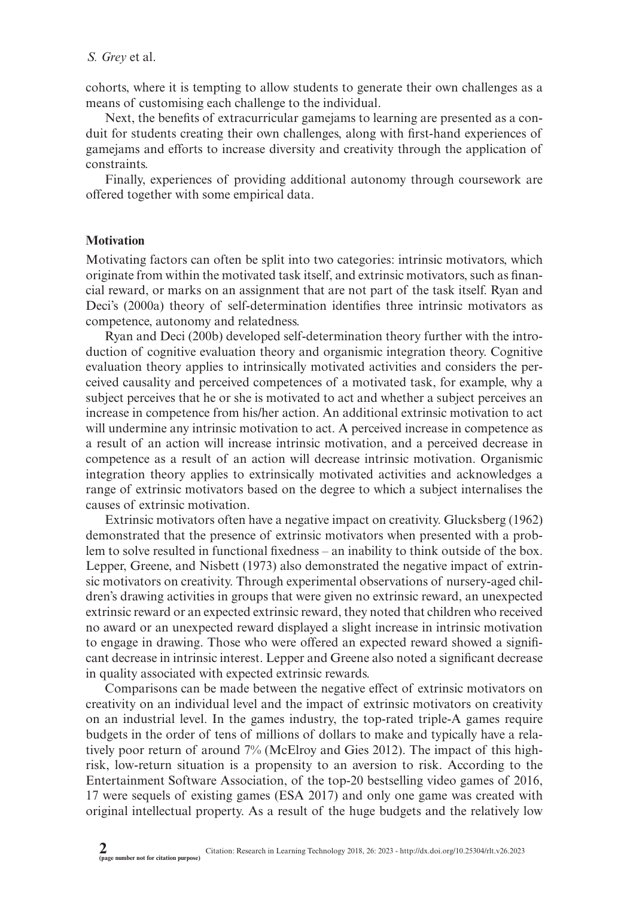cohorts, where it is tempting to allow students to generate their own challenges as a means of customising each challenge to the individual.

Next, the benefits of extracurricular gamejams to learning are presented as a conduit for students creating their own challenges, along with first-hand experiences of gamejams and efforts to increase diversity and creativity through the application of constraints.

Finally, experiences of providing additional autonomy through coursework are offered together with some empirical data.

## Motivation

Motivating factors can often be split into two categories: intrinsic motivators, which originate from within the motivated task itself, and extrinsic motivators, such as financial reward, or marks on an assignment that are not part of the task itself. Ryan and Deci's (2000a) theory of self-determination identifies three intrinsic motivators as competence, autonomy and relatedness.

Ryan and Deci (200b) developed self-determination theory further with the introduction of cognitive evaluation theory and organismic integration theory. Cognitive evaluation theory applies to intrinsically motivated activities and considers the perceived causality and perceived competences of a motivated task, for example, why a subject perceives that he or she is motivated to act and whether a subject perceives an increase in competence from his/her action. An additional extrinsic motivation to act will undermine any intrinsic motivation to act. A perceived increase in competence as a result of an action will increase intrinsic motivation, and a perceived decrease in competence as a result of an action will decrease intrinsic motivation. Organismic integration theory applies to extrinsically motivated activities and acknowledges a range of extrinsic motivators based on the degree to which a subject internalises the causes of extrinsic motivation.

Extrinsic motivators often have a negative impact on creativity. Glucksberg (1962) demonstrated that the presence of extrinsic motivators when presented with a problem to solve resulted in functional fixedness – an inability to think outside of the box. Lepper, Greene, and Nisbett (1973) also demonstrated the negative impact of extrinsic motivators on creativity. Through experimental observations of nursery-aged children's drawing activities in groups that were given no extrinsic reward, an unexpected extrinsic reward or an expected extrinsic reward, they noted that children who received no award or an unexpected reward displayed a slight increase in intrinsic motivation to engage in drawing. Those who were offered an expected reward showed a significant decrease in intrinsic interest. Lepper and Greene also noted a significant decrease in quality associated with expected extrinsic rewards.

Comparisons can be made between the negative effect of extrinsic motivators on creativity on an individual level and the impact of extrinsic motivators on creativity on an industrial level. In the games industry, the top-rated triple-A games require budgets in the order of tens of millions of dollars to make and typically have a relatively poor return of around 7% (McElroy and Gies 2012). The impact of this high-risk, low-return situation is a propensity to an aversion to risk. According to the Entertainment Software Association, of the top-20 bestselling video games of 2016, 17 were sequels of existing games (ESA 2017) and only one game was created with original intellectual property. As a result of the huge budgets and the relatively low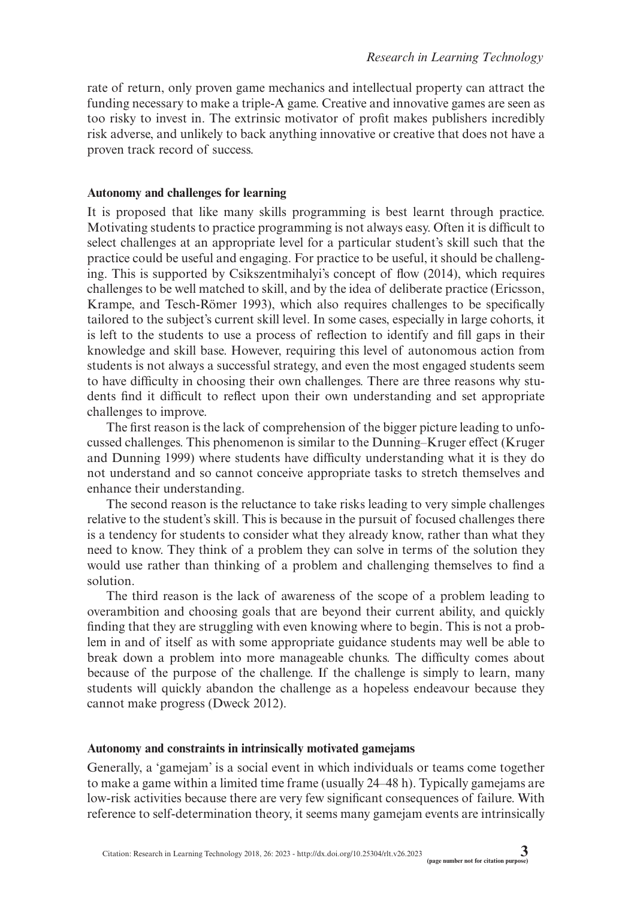rate of return, only proven game mechanics and intellectual property can attract the funding necessary to make a triple-A game. Creative and innovative games are seen as too risky to invest in. The extrinsic motivator of profit makes publishers incredibly risk adverse, and unlikely to back anything innovative or creative that does not have a proven track record of success.

### Autonomy and challenges for learning

It is proposed that like many skills programming is best learnt through practice. Motivating students to practice programming is not always easy. Often it is difficult to select challenges at an appropriate level for a particular student's skill such that the practice could be useful and engaging. For practice to be useful, it should be challenging. This is supported by Csikszentmihalyi's concept of flow (2014), which requires challenges to be well matched to skill, and by the idea of deliberate practice (Ericsson, Krampe, and Tesch-Römer 1993), which also requires challenges to be specifically tailored to the subject's current skill level. In some cases, especially in large cohorts, it is left to the students to use a process of reflection to identify and fill gaps in their knowledge and skill base. However, requiring this level of autonomous action from students is not always a successful strategy, and even the most engaged students seem to have difficulty in choosing their own challenges. There are three reasons why students find it difficult to reflect upon their own understanding and set appropriate challenges to improve.

The first reason is the lack of comprehension of the bigger picture leading to unfocussed challenges. This phenomenon is similar to the Dunning–Kruger effect (Kruger and Dunning 1999) where students have difficulty understanding what it is they do not understand and so cannot conceive appropriate tasks to stretch themselves and enhance their understanding.

The second reason is the reluctance to take risks leading to very simple challenges relative to the student's skill. This is because in the pursuit of focused challenges there is a tendency for students to consider what they already know, rather than what they need to know. They think of a problem they can solve in terms of the solution they would use rather than thinking of a problem and challenging themselves to find a solution.

The third reason is the lack of awareness of the scope of a problem leading to overambition and choosing goals that are beyond their current ability, and quickly finding that they are struggling with even knowing where to begin. This is not a problem in and of itself as with some appropriate guidance students may well be able to break down a problem into more manageable chunks. The difficulty comes about because of the purpose of the challenge. If the challenge is simply to learn, many students will quickly abandon the challenge as a hopeless endeavour because they cannot make progress (Dweck 2012).

### Autonomy and constraints in intrinsically motivated gamejams

Generally, a 'gamejam' is a social event in which individuals or teams come together to make a game within a limited time frame (usually 24–48 h). Typically gamejams are low-risk activities because there are very few significant consequences of failure. With reference to self-determination theory, it seems many gamejam events are intrinsically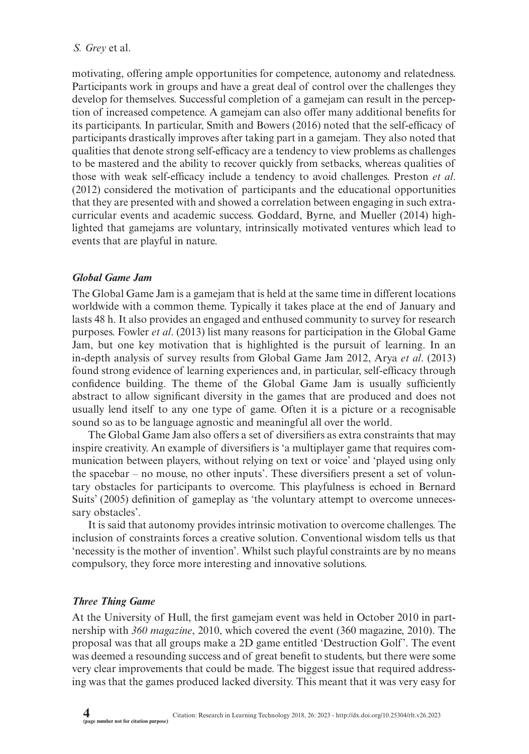motivating, offering ample opportunities for competence, autonomy and relatedness. Participants work in groups and have a great deal of control over the challenges they develop for themselves. Successful completion of a gamejam can result in the perception of increased competence. A gamejam can also offer many additional benefits for its participants. In particular, Smith and Bowers (2016) noted that the self-efficacy of participants drastically improves after taking part in a gamejam. They also noted that qualities that denote strong self-efficacy are a tendency to view problems as challenges to be mastered and the ability to recover quickly from setbacks, whereas qualities of those with weak self-efficacy include a tendency to avoid challenges. Preston *et al*. (2012) considered the motivation of participants and the educational opportunities that they are presented with and showed a correlation between engaging in such extra-curricular events and academic success. Goddard, Byrne, and Mueller (2014) highlighted that gamejams are voluntary, intrinsically motivated ventures which lead to events that are playful in nature.

### *Global Game Jam*

The Global Game Jam is a gamejam that is held at the same time in different locations worldwide with a common theme. Typically it takes place at the end of January and lasts 48 h. It also provides an engaged and enthused community to survey for research purposes. Fowler *et al*. (2013) list many reasons for participation in the Global Game Jam, but one key motivation that is highlighted is the pursuit of learning. In an in-depth analysis of survey results from Global Game Jam 2012, Arya *et al*. (2013) found strong evidence of learning experiences and, in particular, self-efficacy through confidence building. The theme of the Global Game Jam is usually sufficiently abstract to allow significant diversity in the games that are produced and does not usually lend itself to any one type of game. Often it is a picture or a recognisable sound so as to be language agnostic and meaningful all over the world.

The Global Game Jam also offers a set of diversifiers as extra constraints that may inspire creativity. An example of diversifiers is 'a multiplayer game that requires communication between players, without relying on text or voice' and 'played using only the spacebar – no mouse, no other inputs'. These diversifiers present a set of voluntary obstacles for participants to overcome. This playfulness is echoed in Bernard Suits' (2005) definition of gameplay as 'the voluntary attempt to overcome unnecessary obstacles'.

It is said that autonomy provides intrinsic motivation to overcome challenges. The inclusion of constraints forces a creative solution. Conventional wisdom tells us that 'necessity is the mother of invention'. Whilst such playful constraints are by no means compulsory, they force more interesting and innovative solutions.

### *Three Thing Game*

At the University of Hull, the first gamejam event was held in October 2010 in partnership with *360 magazine*, 2010, which covered the event (360 magazine, 2010). The proposal was that all groups make a 2D game entitled 'Destruction Golf'. The event was deemed a resounding success and of great benefit to students, but there were some very clear improvements that could be made. The biggest issue that required addressing was that the games produced lacked diversity. This meant that it was very easy for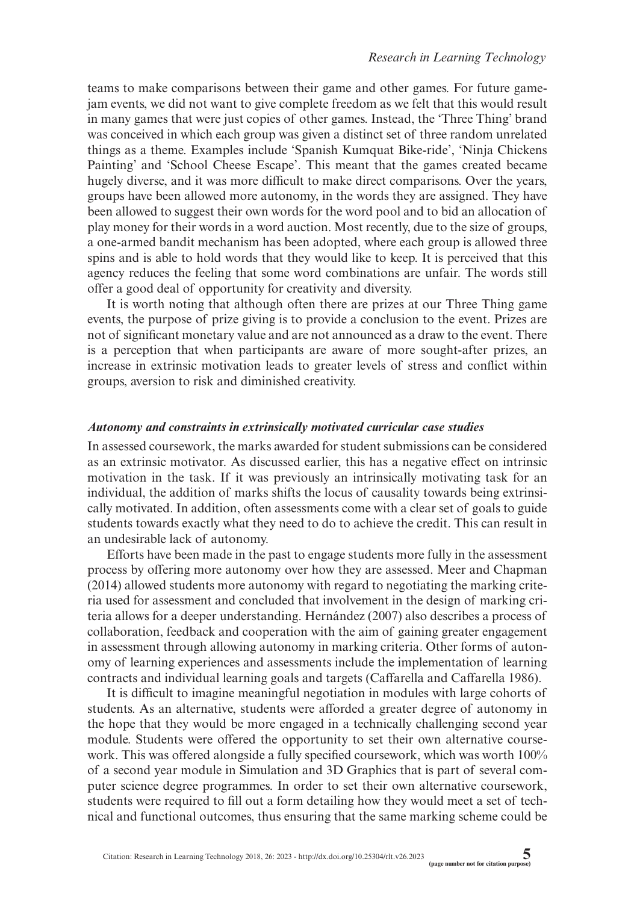teams to make comparisons between their game and other games. For future game-jam events, we did not want to give complete freedom as we felt that this would result in many games that were just copies of other games. Instead, the 'Three Thing' brand was conceived in which each group was given a distinct set of three random unrelated things as a theme. Examples include 'Spanish Kumquat Bike-ride', 'Ninja Chickens Painting' and 'School Cheese Escape'. This meant that the games created became hugely diverse, and it was more difficult to make direct comparisons. Over the years, groups have been allowed more autonomy, in the words they are assigned. They have been allowed to suggest their own words for the word pool and to bid an allocation of play money for their words in a word auction. Most recently, due to the size of groups, a one-armed bandit mechanism has been adopted, where each group is allowed three spins and is able to hold words that they would like to keep. It is perceived that this agency reduces the feeling that some word combinations are unfair. The words still offer a good deal of opportunity for creativity and diversity.

It is worth noting that although often there are prizes at our Three Thing game events, the purpose of prize giving is to provide a conclusion to the event. Prizes are not of significant monetary value and are not announced as a draw to the event. There is a perception that when participants are aware of more sought-after prizes, an increase in extrinsic motivation leads to greater levels of stress and conflict within groups, aversion to risk and diminished creativity.

### *Autonomy and constraints in extrinsically motivated curricular case studies*

In assessed coursework, the marks awarded for student submissions can be considered as an extrinsic motivator. As discussed earlier, this has a negative effect on intrinsic motivation in the task. If it was previously an intrinsically motivating task for an individual, the addition of marks shifts the locus of causality towards being extrinsically motivated. In addition, often assessments come with a clear set of goals to guide students towards exactly what they need to do to achieve the credit. This can result in an undesirable lack of autonomy.

Efforts have been made in the past to engage students more fully in the assessment process by offering more autonomy over how they are assessed. Meer and Chapman (2014) allowed students more autonomy with regard to negotiating the marking criteria used for assessment and concluded that involvement in the design of marking criteria allows for a deeper understanding. Hernández (2007) also describes a process of collaboration, feedback and cooperation with the aim of gaining greater engagement in assessment through allowing autonomy in marking criteria. Other forms of autonomy of learning experiences and assessments include the implementation of learning contracts and individual learning goals and targets (Caffarella and Caffarella 1986).

It is difficult to imagine meaningful negotiation in modules with large cohorts of students. As an alternative, students were afforded a greater degree of autonomy in the hope that they would be more engaged in a technically challenging second year module. Students were offered the opportunity to set their own alternative coursework. This was offered alongside a fully specified coursework, which was worth 100% of a second year module in Simulation and 3D Graphics that is part of several computer science degree programmes. In order to set their own alternative coursework, students were required to fill out a form detailing how they would meet a set of technical and functional outcomes, thus ensuring that the same marking scheme could be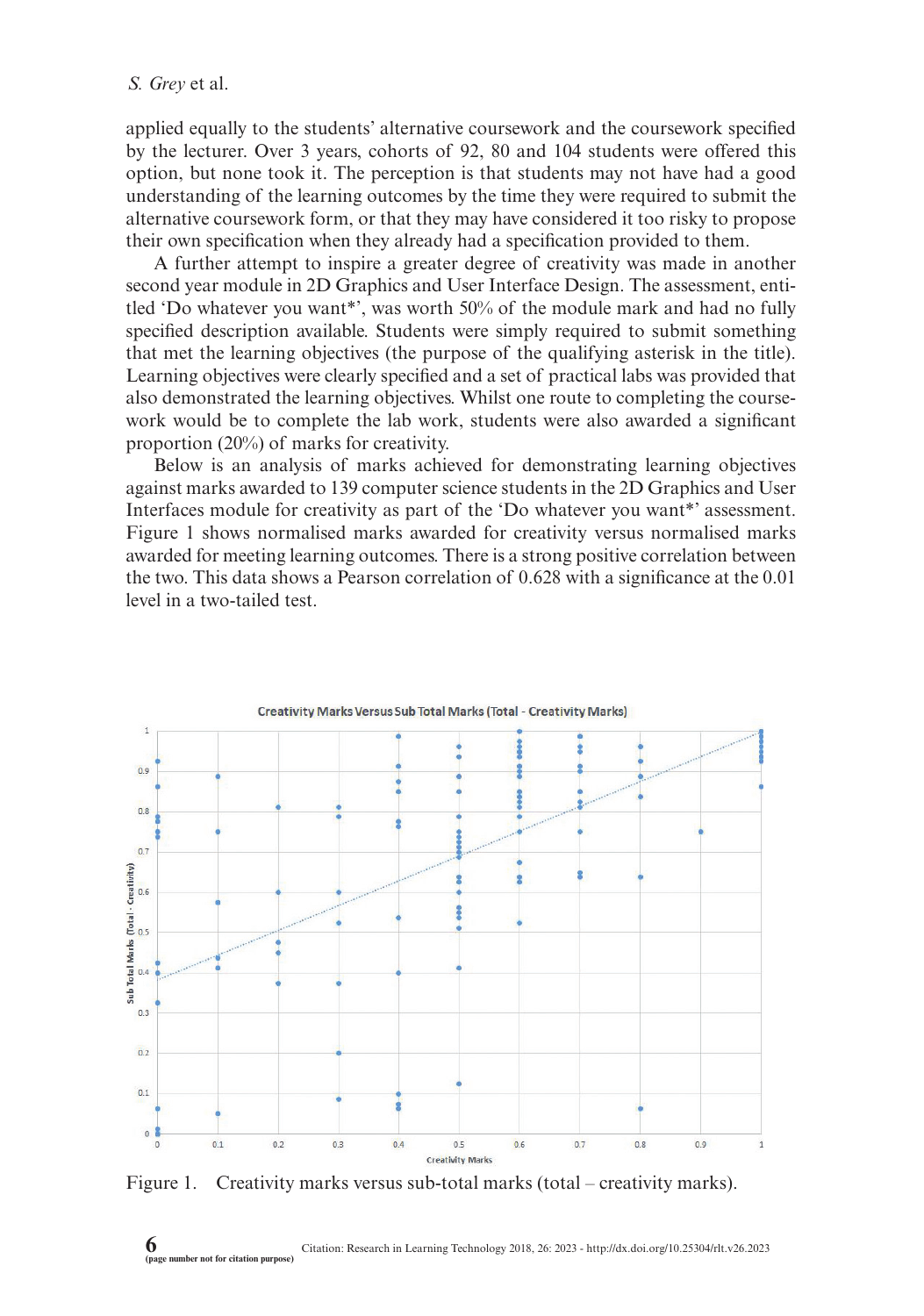applied equally to the students' alternative coursework and the coursework specified by the lecturer. Over 3 years, cohorts of 92, 80 and 104 students were offered this option, but none took it. The perception is that students may not have had a good understanding of the learning outcomes by the time they were required to submit the alternative coursework form, or that they may have considered it too risky to propose their own specification when they already had a specification provided to them.

A further attempt to inspire a greater degree of creativity was made in another second year module in 2D Graphics and User Interface Design. The assessment, entitled 'Do whatever you want*', was worth 50% of the module mark and had no fully specified description available. Students were simply required to submit something that met the learning objectives (the purpose of the qualifying asterisk in the title). Learning objectives were clearly specified and a set of practical labs was provided that also demonstrated the learning objectives. Whilst one route to completing the coursework would be to complete the lab work, students were also awarded a significant proportion (20%) of marks for creativity.

Below is an analysis of marks achieved for demonstrating learning objectives against marks awarded to 139 computer science students in the 2D Graphics and User Interfaces module for creativity as part of the 'Do whatever you want*' assessment. Figure 1 shows normalised marks awarded for creativity versus normalised marks awarded for meeting learning outcomes. There is a strong positive correlation between the two. This data shows a Pearson correlation of 0.628 with a significance at the 0.01 level in a two-tailed test.

Figure 1. Creativity marks versus sub-total marks (total – creativity marks).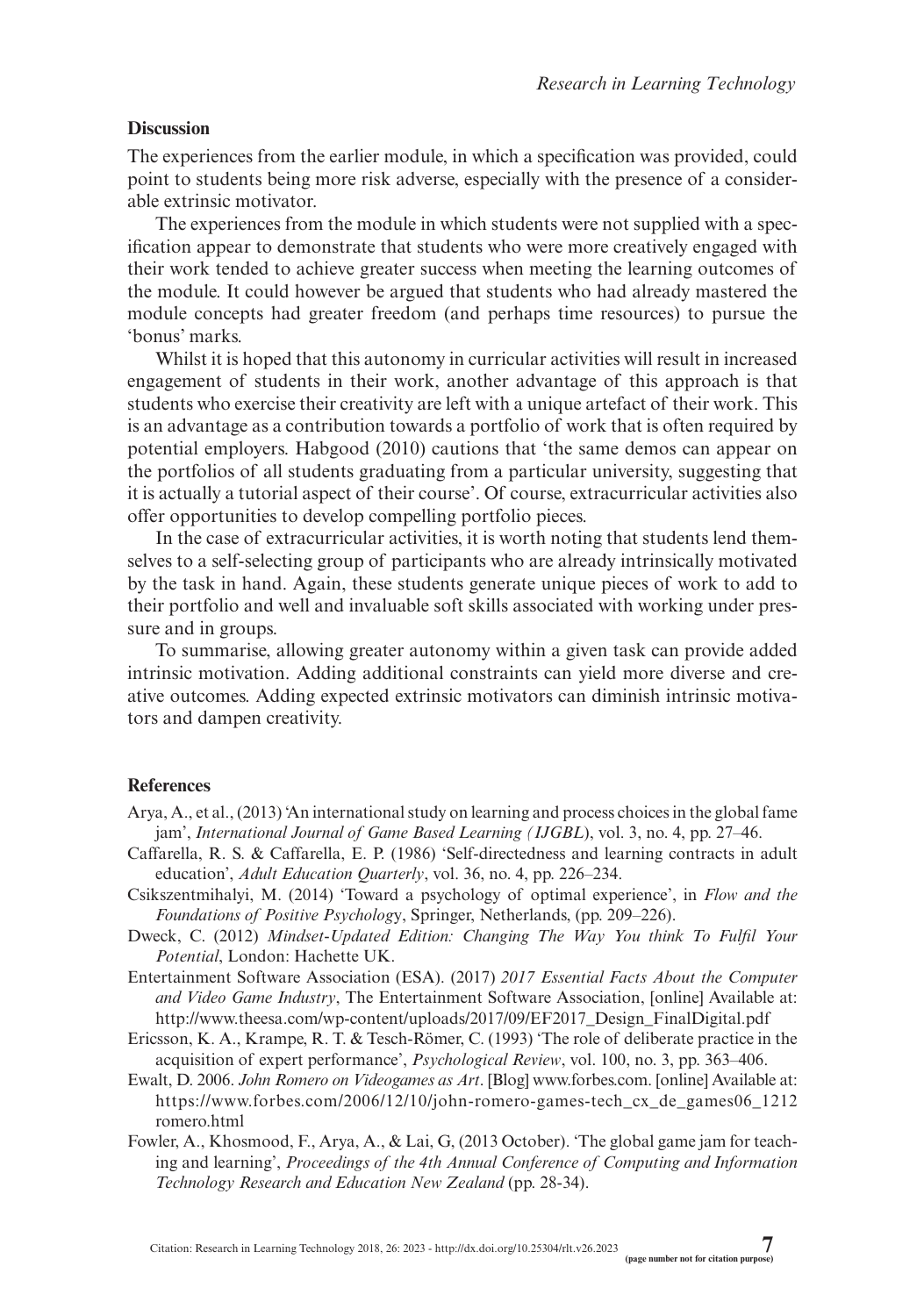## Discussion

The experiences from the earlier module, in which a specification was provided, could point to students being more risk adverse, especially with the presence of a considerable extrinsic motivator.

The experiences from the module in which students were not supplied with a specification appear to demonstrate that students who were more creatively engaged with their work tended to achieve greater success when meeting the learning outcomes of the module. It could however be argued that students who had already mastered the module concepts had greater freedom (and perhaps time resources) to pursue the 'bonus' marks.

Whilst it is hoped that this autonomy in curricular activities will result in increased engagement of students in their work, another advantage of this approach is that students who exercise their creativity are left with a unique artefact of their work. This is an advantage as a contribution towards a portfolio of work that is often required by potential employers. Habgood (2010) cautions that 'the same demos can appear on the portfolios of all students graduating from a particular university, suggesting that it is actually a tutorial aspect of their course'. Of course, extracurricular activities also offer opportunities to develop compelling portfolio pieces.

In the case of extracurricular activities, it is worth noting that students lend themselves to a self-selecting group of participants who are already intrinsically motivated by the task in hand. Again, these students generate unique pieces of work to add to their portfolio and well and invaluable soft skills associated with working under pressure and in groups.

To summarise, allowing greater autonomy within a given task can provide added intrinsic motivation. Adding additional constraints can yield more diverse and creative outcomes. Adding expected extrinsic motivators can diminish intrinsic motivators and dampen creativity.

## References

Arya, A., et al., (2013) 'An international study on learning and process choices in the global fame jam', *International Journal of Game Based Learning (IJGBL*), vol. 3, no. 4, pp. 27–46.

Caffarella, R. S. & Caffarella, E. P. (1986) 'Self-directedness and learning contracts in adult education', *Adult Education Quarterly*, vol. 36, no. 4, pp. 226–234.

Csikszentmihalyi, M. (2014) 'Toward a psychology of optimal experience', in *Flow and the Foundations of Positive Psychology*, Springer, Netherlands, (pp. 209–226).

Dweck, C. (2012) *Mindset-Updated Edition: Changing The Way You think To Fulfil Your Potential*, London: Hachette UK.

Entertainment Software Association (ESA). (2017) *2017 Essential Facts About the Computer and Video Game Industry*, The Entertainment Software Association, [online] Available at: http://www.theesa.com/wp-content/uploads/2017/09/EF2017_Design_FinalDigital.pdf

Ericsson, K. A., Krampe, R. T. & Tesch-Römer, C. (1993) 'The role of deliberate practice in the acquisition of expert performance', *Psychological Review*, vol. 100, no. 3, pp. 363–406.

Ewalt, D. 2006. *John Romero on Videogames as Art*. [Blog] www.forbes.com. [online] Available at: https://www.forbes.com/2006/12/10/john-romero-games-tech_cx_de_games06_1212romero.html

Fowler, A., Khosmood, F., Arya, A., & Lai, G, (2013 October). 'The global game jam for teaching and learning', *Proceedings of the 4th Annual Conference of Computing and Information Technology Research and Education New Zealand* (pp. 28-34).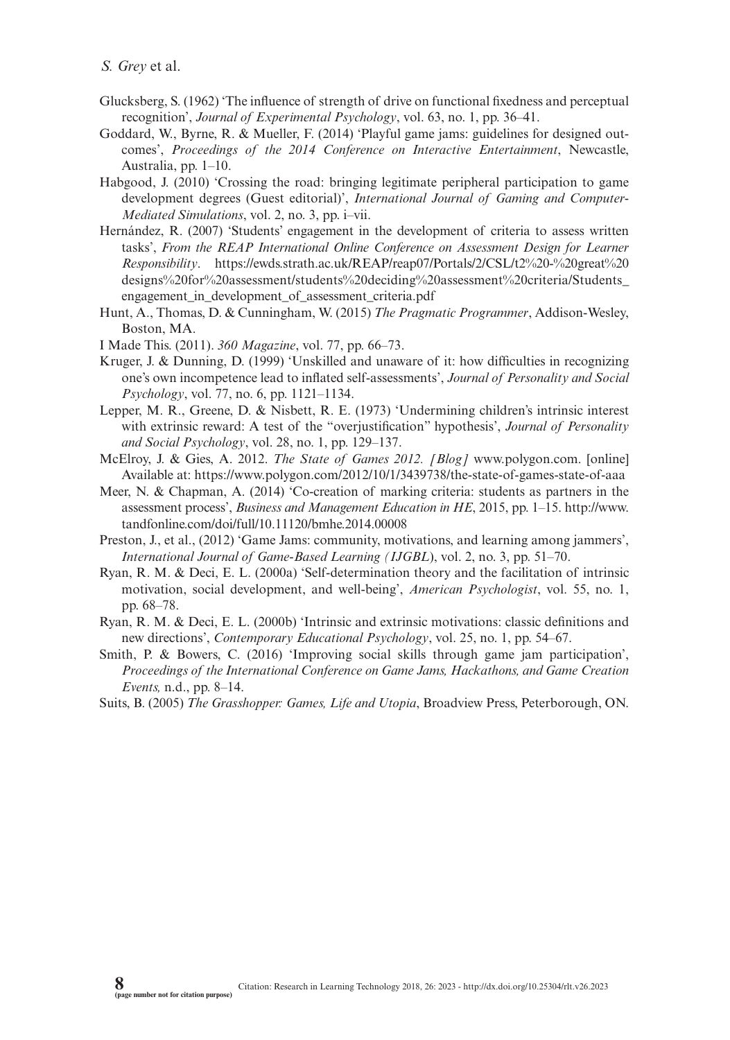Glucksberg, S. (1962) 'The influence of strength of drive on functional fixedness and perceptual recognition', *Journal of Experimental Psychology*, vol. 63, no. 1, pp. 36–41.

Goddard, W., Byrne, R. & Mueller, F. (2014) 'Playful game jams: guidelines for designed outcomes', *Proceedings of the 2014 Conference on Interactive Entertainment*, Newcastle, Australia, pp. 1–10.

Habgood, J. (2010) 'Crossing the road: bringing legitimate peripheral participation to game development degrees (Guest editorial)', *International Journal of Gaming and Computer-Mediated Simulations*, vol. 2, no. 3, pp. i–vii.

Hernández, R. (2007) 'Students' engagement in the development of criteria to assess written tasks', *From the REAP International Online Conference on Assessment Design for Learner Responsibility*. https://ewds.strath.ac.uk/REAP/reap07/Portals/2/CSL/t2%20-%20great%20designs%20for%20assessment/students%20deciding%20assessment%20criteria/Students_engagement_in_development_of_assessment_criteria.pdf

Hunt, A., Thomas, D. & Cunningham, W. (2015) *The Pragmatic Programmer*, Addison-Wesley, Boston, MA.

I Made This. (2011). *360 Magazine*, vol. 77, pp. 66–73.

Kruger, J. & Dunning, D. (1999) 'Unskilled and unaware of it: how difficulties in recognizing one's own incompetence lead to inflated self-assessments', *Journal of Personality and Social Psychology*, vol. 77, no. 6, pp. 1121–1134.

Lepper, M. R., Greene, D. & Nisbett, R. E. (1973) 'Undermining children's intrinsic interest with extrinsic reward: A test of the "overjustification" hypothesis', *Journal of Personality and Social Psychology*, vol. 28, no. 1, pp. 129–137.

McElroy, J. & Gies, A. 2012. *The State of Games 2012. [Blog]* www.polygon.com. [online] Available at: https://www.polygon.com/2012/10/1/3439738/the-state-of-games-state-of-aaa

Meer, N. & Chapman, A. (2014) 'Co-creation of marking criteria: students as partners in the assessment process', *Business and Management Education in HE*, 2015, pp. 1–15. http://www.tandfonline.com/doi/full/10.11120/bmhe.2014.00008

Preston, J., et al., (2012) 'Game Jams: community, motivations, and learning among jammers', *International Journal of Game-Based Learning (IJGBL)*, vol. 2, no. 3, pp. 51–70.

Ryan, R. M. & Deci, E. L. (2000a) 'Self-determination theory and the facilitation of intrinsic motivation, social development, and well-being', *American Psychologist*, vol. 55, no. 1, pp. 68–78.

Ryan, R. M. & Deci, E. L. (2000b) 'Intrinsic and extrinsic motivations: classic definitions and new directions', *Contemporary Educational Psychology*, vol. 25, no. 1, pp. 54–67.

Smith, P. & Bowers, C. (2016) 'Improving social skills through game jam participation', *Proceedings of the International Conference on Game Jams, Hackathons, and Game Creation Events,* n.d., pp. 8–14.

Suits, B. (2005) *The Grasshopper: Games, Life and Utopia*, Broadview Press, Peterborough, ON.